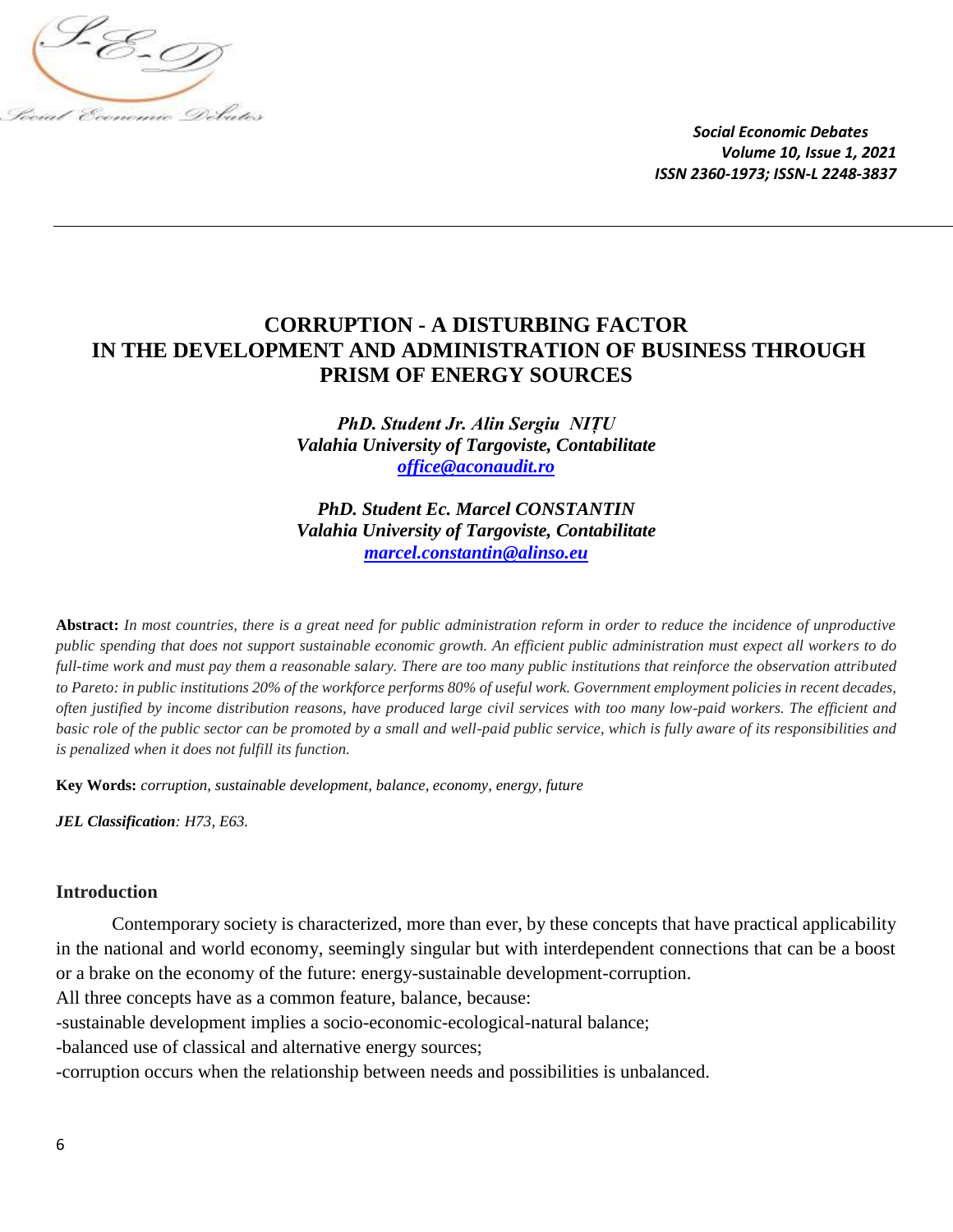# CORRUPTION - A DISTURBING FACTOR IN THE DEVELOPMENT AND ADMINISTRATION OF BUSINESS THROUGH PRISM OF ENERGY SOURCES

***PhD. Student Jr. Alin Sergiu NIȚU***
***Valahia University of Targoviste, Contabilitate***
***office@aconaudit.ro***

***PhD. Student Ec. Marcel CONSTANTIN***
***Valahia University of Targoviste, Contabilitate***
***marcel.constantin@alinso.eu***

**Abstract:** *In most countries, there is a great need for public administration reform in order to reduce the incidence of unproductive public spending that does not support sustainable economic growth. An efficient public administration must expect all workers to do full-time work and must pay them a reasonable salary. There are too many public institutions that reinforce the observation attributed to Pareto: in public institutions 20% of the workforce performs 80% of useful work. Government employment policies in recent decades, often justified by income distribution reasons, have produced large civil services with too many low-paid workers. The efficient and basic role of the public sector can be promoted by a small and well-paid public service, which is fully aware of its responsibilities and is penalized when it does not fulfill its function.*

**Key Words:** *corruption, sustainable development, balance, economy, energy, future*

***JEL Classification****: H73, E63.*

## Introduction

Contemporary society is characterized, more than ever, by these concepts that have practical applicability in the national and world economy, seemingly singular but with interdependent connections that can be a boost or a brake on the economy of the future: energy-sustainable development-corruption.

All three concepts have as a common feature, balance, because:

-sustainable development implies a socio-economic-ecological-natural balance;

-balanced use of classical and alternative energy sources;

-corruption occurs when the relationship between needs and possibilities is unbalanced.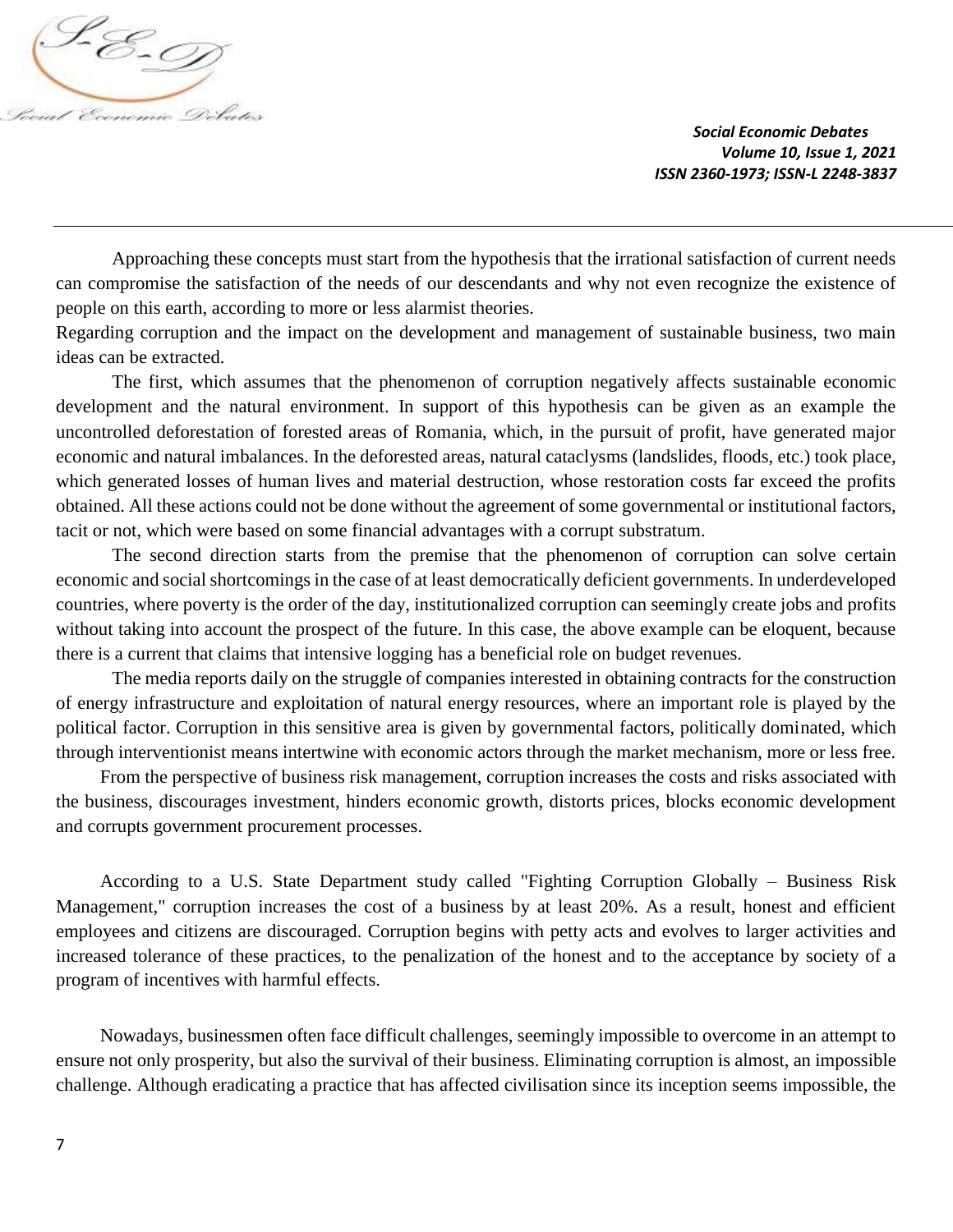Approaching these concepts must start from the hypothesis that the irrational satisfaction of current needs can compromise the satisfaction of the needs of our descendants and why not even recognize the existence of people on this earth, according to more or less alarmist theories.

Regarding corruption and the impact on the development and management of sustainable business, two main ideas can be extracted.

The first, which assumes that the phenomenon of corruption negatively affects sustainable economic development and the natural environment. In support of this hypothesis can be given as an example the uncontrolled deforestation of forested areas of Romania, which, in the pursuit of profit, have generated major economic and natural imbalances. In the deforested areas, natural cataclysms (landslides, floods, etc.) took place, which generated losses of human lives and material destruction, whose restoration costs far exceed the profits obtained. All these actions could not be done without the agreement of some governmental or institutional factors, tacit or not, which were based on some financial advantages with a corrupt substratum.

The second direction starts from the premise that the phenomenon of corruption can solve certain economic and social shortcomings in the case of at least democratically deficient governments. In underdeveloped countries, where poverty is the order of the day, institutionalized corruption can seemingly create jobs and profits without taking into account the prospect of the future. In this case, the above example can be eloquent, because there is a current that claims that intensive logging has a beneficial role on budget revenues.

The media reports daily on the struggle of companies interested in obtaining contracts for the construction of energy infrastructure and exploitation of natural energy resources, where an important role is played by the political factor. Corruption in this sensitive area is given by governmental factors, politically dominated, which through interventionist means intertwine with economic actors through the market mechanism, more or less free.

From the perspective of business risk management, corruption increases the costs and risks associated with the business, discourages investment, hinders economic growth, distorts prices, blocks economic development and corrupts government procurement processes.

According to a U.S. State Department study called "Fighting Corruption Globally – Business Risk Management," corruption increases the cost of a business by at least 20%. As a result, honest and efficient employees and citizens are discouraged. Corruption begins with petty acts and evolves to larger activities and increased tolerance of these practices, to the penalization of the honest and to the acceptance by society of a program of incentives with harmful effects.

Nowadays, businessmen often face difficult challenges, seemingly impossible to overcome in an attempt to ensure not only prosperity, but also the survival of their business. Eliminating corruption is almost, an impossible challenge. Although eradicating a practice that has affected civilisation since its inception seems impossible, the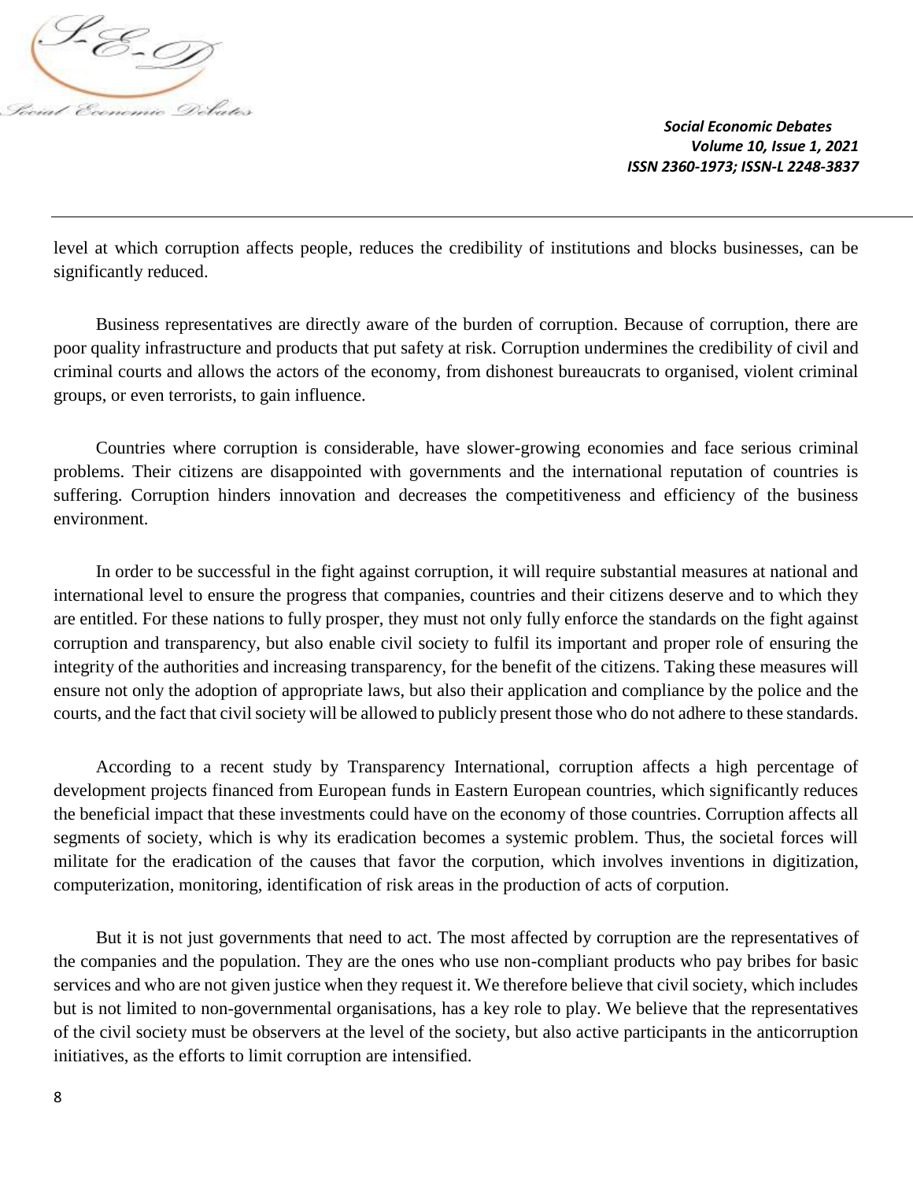level at which corruption affects people, reduces the credibility of institutions and blocks businesses, can be significantly reduced.

Business representatives are directly aware of the burden of corruption. Because of corruption, there are poor quality infrastructure and products that put safety at risk. Corruption undermines the credibility of civil and criminal courts and allows the actors of the economy, from dishonest bureaucrats to organised, violent criminal groups, or even terrorists, to gain influence.

Countries where corruption is considerable, have slower-growing economies and face serious criminal problems. Their citizens are disappointed with governments and the international reputation of countries is suffering. Corruption hinders innovation and decreases the competitiveness and efficiency of the business environment.

In order to be successful in the fight against corruption, it will require substantial measures at national and international level to ensure the progress that companies, countries and their citizens deserve and to which they are entitled. For these nations to fully prosper, they must not only fully enforce the standards on the fight against corruption and transparency, but also enable civil society to fulfil its important and proper role of ensuring the integrity of the authorities and increasing transparency, for the benefit of the citizens. Taking these measures will ensure not only the adoption of appropriate laws, but also their application and compliance by the police and the courts, and the fact that civil society will be allowed to publicly present those who do not adhere to these standards.

According to a recent study by Transparency International, corruption affects a high percentage of development projects financed from European funds in Eastern European countries, which significantly reduces the beneficial impact that these investments could have on the economy of those countries. Corruption affects all segments of society, which is why its eradication becomes a systemic problem. Thus, the societal forces will militate for the eradication of the causes that favor the corpution, which involves inventions in digitization, computerization, monitoring, identification of risk areas in the production of acts of corpution.

But it is not just governments that need to act. The most affected by corruption are the representatives of the companies and the population. They are the ones who use non-compliant products who pay bribes for basic services and who are not given justice when they request it. We therefore believe that civil society, which includes but is not limited to non-governmental organisations, has a key role to play. We believe that the representatives of the civil society must be observers at the level of the society, but also active participants in the anticorruption initiatives, as the efforts to limit corruption are intensified.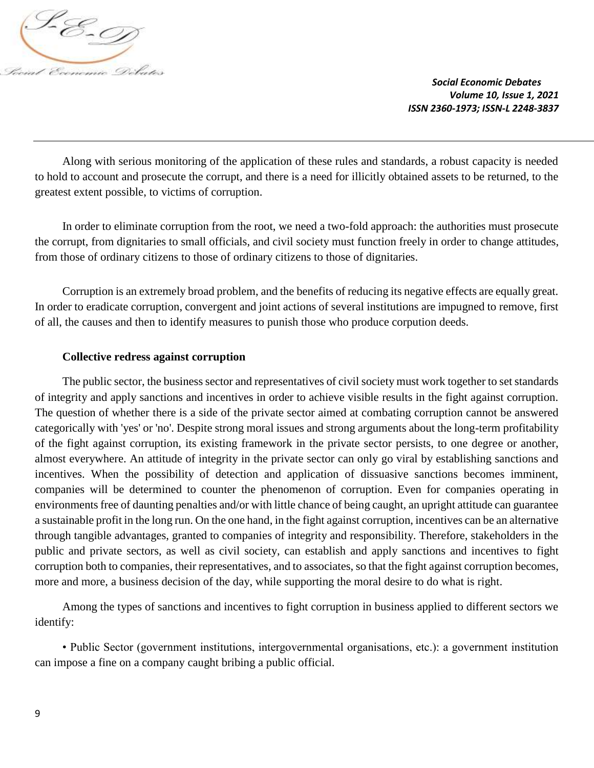Along with serious monitoring of the application of these rules and standards, a robust capacity is needed to hold to account and prosecute the corrupt, and there is a need for illicitly obtained assets to be returned, to the greatest extent possible, to victims of corruption.

In order to eliminate corruption from the root, we need a two-fold approach: the authorities must prosecute the corrupt, from dignitaries to small officials, and civil society must function freely in order to change attitudes, from those of ordinary citizens to those of ordinary citizens to those of dignitaries.

Corruption is an extremely broad problem, and the benefits of reducing its negative effects are equally great. In order to eradicate corruption, convergent and joint actions of several institutions are impugned to remove, first of all, the causes and then to identify measures to punish those who produce corpution deeds.

**Collective redress against corruption**

The public sector, the business sector and representatives of civil society must work together to set standards of integrity and apply sanctions and incentives in order to achieve visible results in the fight against corruption. The question of whether there is a side of the private sector aimed at combating corruption cannot be answered categorically with 'yes' or 'no'. Despite strong moral issues and strong arguments about the long-term profitability of the fight against corruption, its existing framework in the private sector persists, to one degree or another, almost everywhere. An attitude of integrity in the private sector can only go viral by establishing sanctions and incentives. When the possibility of detection and application of dissuasive sanctions becomes imminent, companies will be determined to counter the phenomenon of corruption. Even for companies operating in environments free of daunting penalties and/or with little chance of being caught, an upright attitude can guarantee a sustainable profit in the long run. On the one hand, in the fight against corruption, incentives can be an alternative through tangible advantages, granted to companies of integrity and responsibility. Therefore, stakeholders in the public and private sectors, as well as civil society, can establish and apply sanctions and incentives to fight corruption both to companies, their representatives, and to associates, so that the fight against corruption becomes, more and more, a business decision of the day, while supporting the moral desire to do what is right.

Among the types of sanctions and incentives to fight corruption in business applied to different sectors we identify:

- Public Sector (government institutions, intergovernmental organisations, etc.): a government institution can impose a fine on a company caught bribing a public official.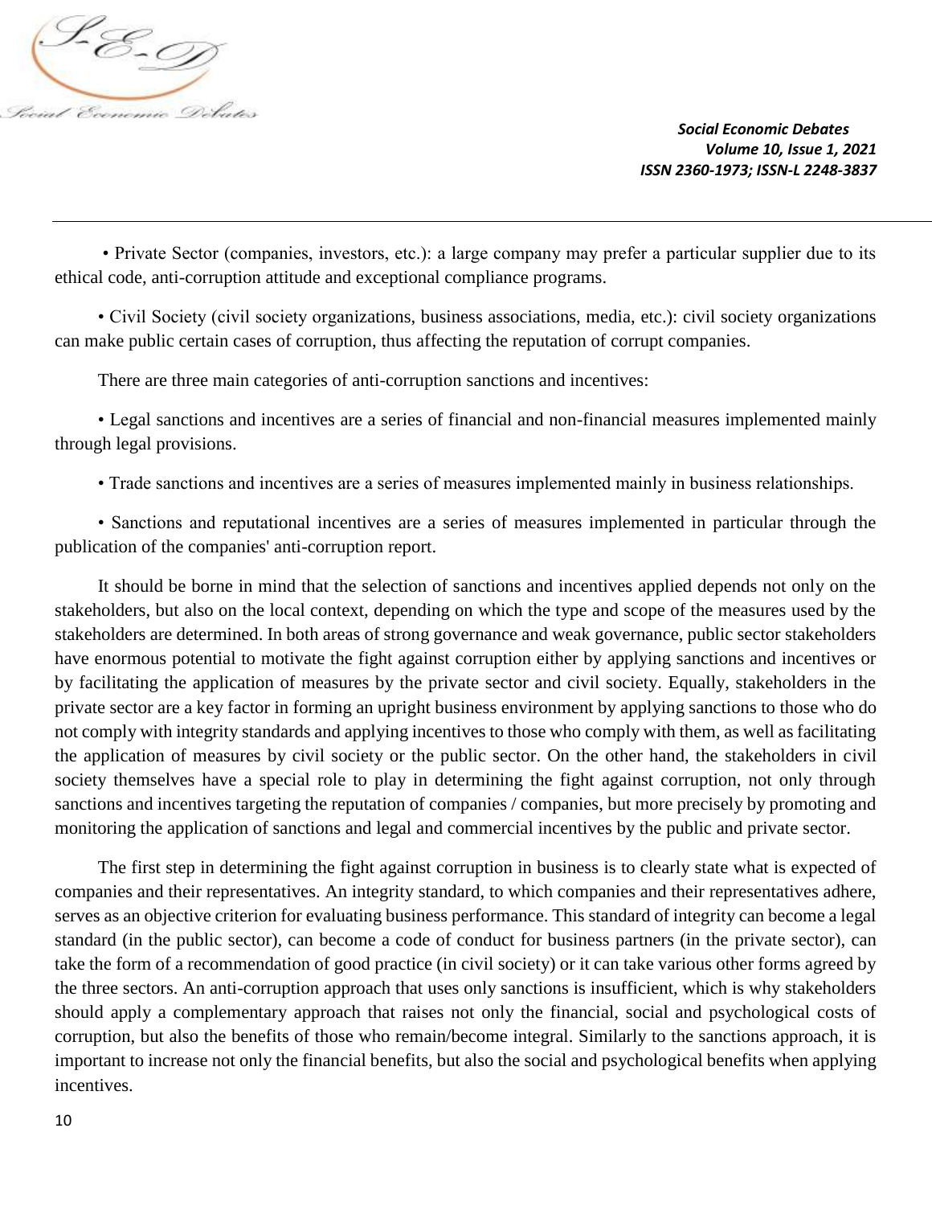• Private Sector (companies, investors, etc.): a large company may prefer a particular supplier due to its ethical code, anti-corruption attitude and exceptional compliance programs.

• Civil Society (civil society organizations, business associations, media, etc.): civil society organizations can make public certain cases of corruption, thus affecting the reputation of corrupt companies.

There are three main categories of anti-corruption sanctions and incentives:

• Legal sanctions and incentives are a series of financial and non-financial measures implemented mainly through legal provisions.

• Trade sanctions and incentives are a series of measures implemented mainly in business relationships.

• Sanctions and reputational incentives are a series of measures implemented in particular through the publication of the companies' anti-corruption report.

It should be borne in mind that the selection of sanctions and incentives applied depends not only on the stakeholders, but also on the local context, depending on which the type and scope of the measures used by the stakeholders are determined. In both areas of strong governance and weak governance, public sector stakeholders have enormous potential to motivate the fight against corruption either by applying sanctions and incentives or by facilitating the application of measures by the private sector and civil society. Equally, stakeholders in the private sector are a key factor in forming an upright business environment by applying sanctions to those who do not comply with integrity standards and applying incentives to those who comply with them, as well as facilitating the application of measures by civil society or the public sector. On the other hand, the stakeholders in civil society themselves have a special role to play in determining the fight against corruption, not only through sanctions and incentives targeting the reputation of companies / companies, but more precisely by promoting and monitoring the application of sanctions and legal and commercial incentives by the public and private sector.

The first step in determining the fight against corruption in business is to clearly state what is expected of companies and their representatives. An integrity standard, to which companies and their representatives adhere, serves as an objective criterion for evaluating business performance. This standard of integrity can become a legal standard (in the public sector), can become a code of conduct for business partners (in the private sector), can take the form of a recommendation of good practice (in civil society) or it can take various other forms agreed by the three sectors. An anti-corruption approach that uses only sanctions is insufficient, which is why stakeholders should apply a complementary approach that raises not only the financial, social and psychological costs of corruption, but also the benefits of those who remain/become integral. Similarly to the sanctions approach, it is important to increase not only the financial benefits, but also the social and psychological benefits when applying incentives.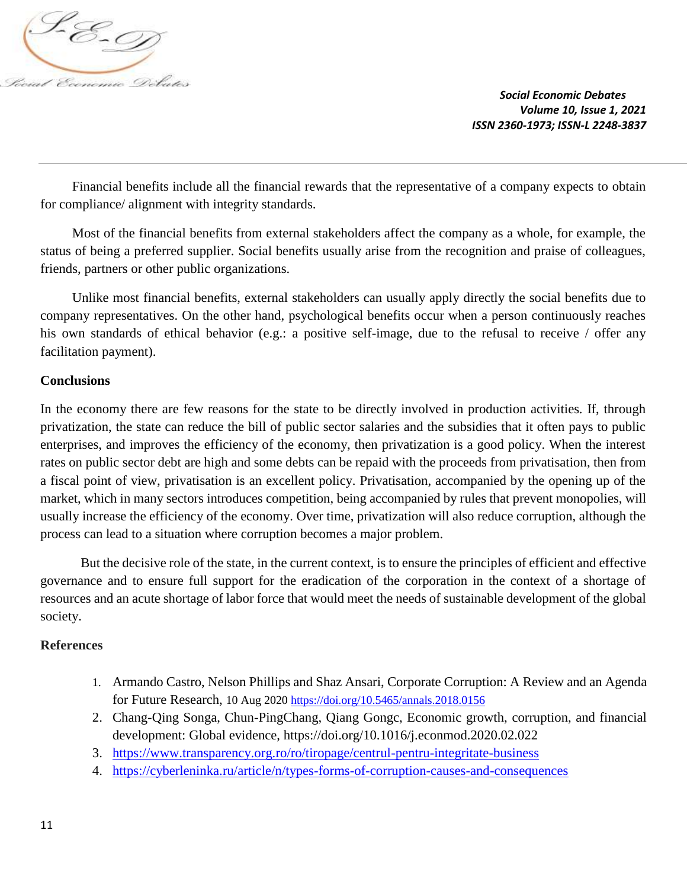Financial benefits include all the financial rewards that the representative of a company expects to obtain for compliance/ alignment with integrity standards.

Most of the financial benefits from external stakeholders affect the company as a whole, for example, the status of being a preferred supplier. Social benefits usually arise from the recognition and praise of colleagues, friends, partners or other public organizations.

Unlike most financial benefits, external stakeholders can usually apply directly the social benefits due to company representatives. On the other hand, psychological benefits occur when a person continuously reaches his own standards of ethical behavior (e.g.: a positive self-image, due to the refusal to receive / offer any facilitation payment).

## Conclusions

In the economy there are few reasons for the state to be directly involved in production activities. If, through privatization, the state can reduce the bill of public sector salaries and the subsidies that it often pays to public enterprises, and improves the efficiency of the economy, then privatization is a good policy. When the interest rates on public sector debt are high and some debts can be repaid with the proceeds from privatisation, then from a fiscal point of view, privatisation is an excellent policy. Privatisation, accompanied by the opening up of the market, which in many sectors introduces competition, being accompanied by rules that prevent monopolies, will usually increase the efficiency of the economy. Over time, privatization will also reduce corruption, although the process can lead to a situation where corruption becomes a major problem.

But the decisive role of the state, in the current context, is to ensure the principles of efficient and effective governance and to ensure full support for the eradication of the corporation in the context of a shortage of resources and an acute shortage of labor force that would meet the needs of sustainable development of the global society.

## References

1. Armando Castro, Nelson Phillips and Shaz Ansari, Corporate Corruption: A Review and an Agenda for Future Research, 10 Aug 2020 https://doi.org/10.5465/annals.2018.0156
2. Chang-Qing Songa, Chun-PingChang, Qiang Gongc, Economic growth, corruption, and financial development: Global evidence, https://doi.org/10.1016/j.econmod.2020.02.022
3. https://www.transparency.org.ro/ro/tiropage/centrul-pentru-integritate-business
4. https://cyberleninka.ru/article/n/types-forms-of-corruption-causes-and-consequences